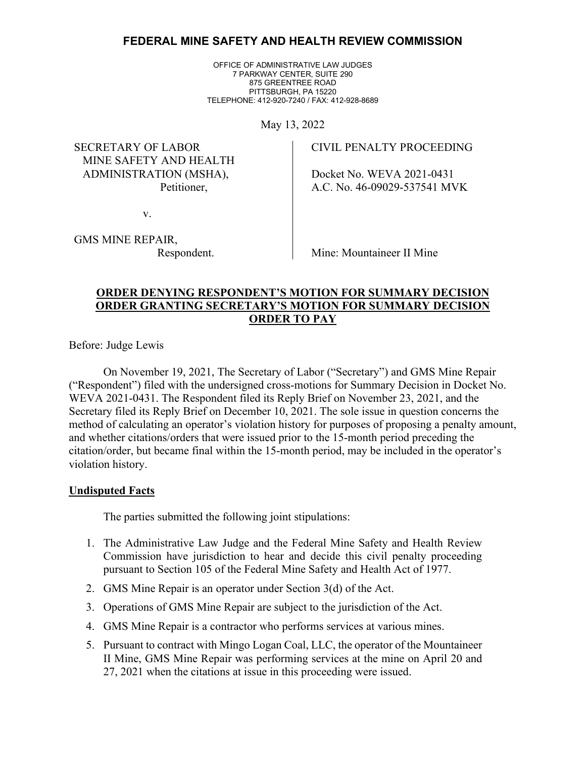# FEDERAL MINE SAFETY AND HEALTH REVIEW COMMISSION

OFFICE OF ADMINISTRATIVE LAW JUDGES
7 PARKWAY CENTER, SUITE 290
875 GREENTREE ROAD
PITTSBURGH, PA 15220
TELEPHONE: 412-920-7240 / FAX: 412-928-8689

May 13, 2022

| | |
|---|---|
| SECRETARY OF LABOR MINE SAFETY AND HEALTH ADMINISTRATION (MSHA), Petitioner, | CIVIL PENALTY PROCEEDING |
| | Docket No. WEVA 2021-0431 A.C. No. 46-09029-537541 MVK |
| v. | |
| GMS MINE REPAIR, Respondent. | Mine: Mountaineer II Mine |

**ORDER DENYING RESPONDENT'S MOTION FOR SUMMARY DECISION**
**ORDER GRANTING SECRETARY'S MOTION FOR SUMMARY DECISION**
**ORDER TO PAY**

Before: Judge Lewis

On November 19, 2021, The Secretary of Labor ("Secretary") and GMS Mine Repair ("Respondent") filed with the undersigned cross-motions for Summary Decision in Docket No. WEVA 2021-0431. The Respondent filed its Reply Brief on November 23, 2021, and the Secretary filed its Reply Brief on December 10, 2021. The sole issue in question concerns the method of calculating an operator's violation history for purposes of proposing a penalty amount, and whether citations/orders that were issued prior to the 15-month period preceding the citation/order, but became final within the 15-month period, may be included in the operator's violation history.

## Undisputed Facts

The parties submitted the following joint stipulations:

1. The Administrative Law Judge and the Federal Mine Safety and Health Review Commission have jurisdiction to hear and decide this civil penalty proceeding pursuant to Section 105 of the Federal Mine Safety and Health Act of 1977.
2. GMS Mine Repair is an operator under Section 3(d) of the Act.
3. Operations of GMS Mine Repair are subject to the jurisdiction of the Act.
4. GMS Mine Repair is a contractor who performs services at various mines.
5. Pursuant to contract with Mingo Logan Coal, LLC, the operator of the Mountaineer II Mine, GMS Mine Repair was performing services at the mine on April 20 and 27, 2021 when the citations at issue in this proceeding were issued.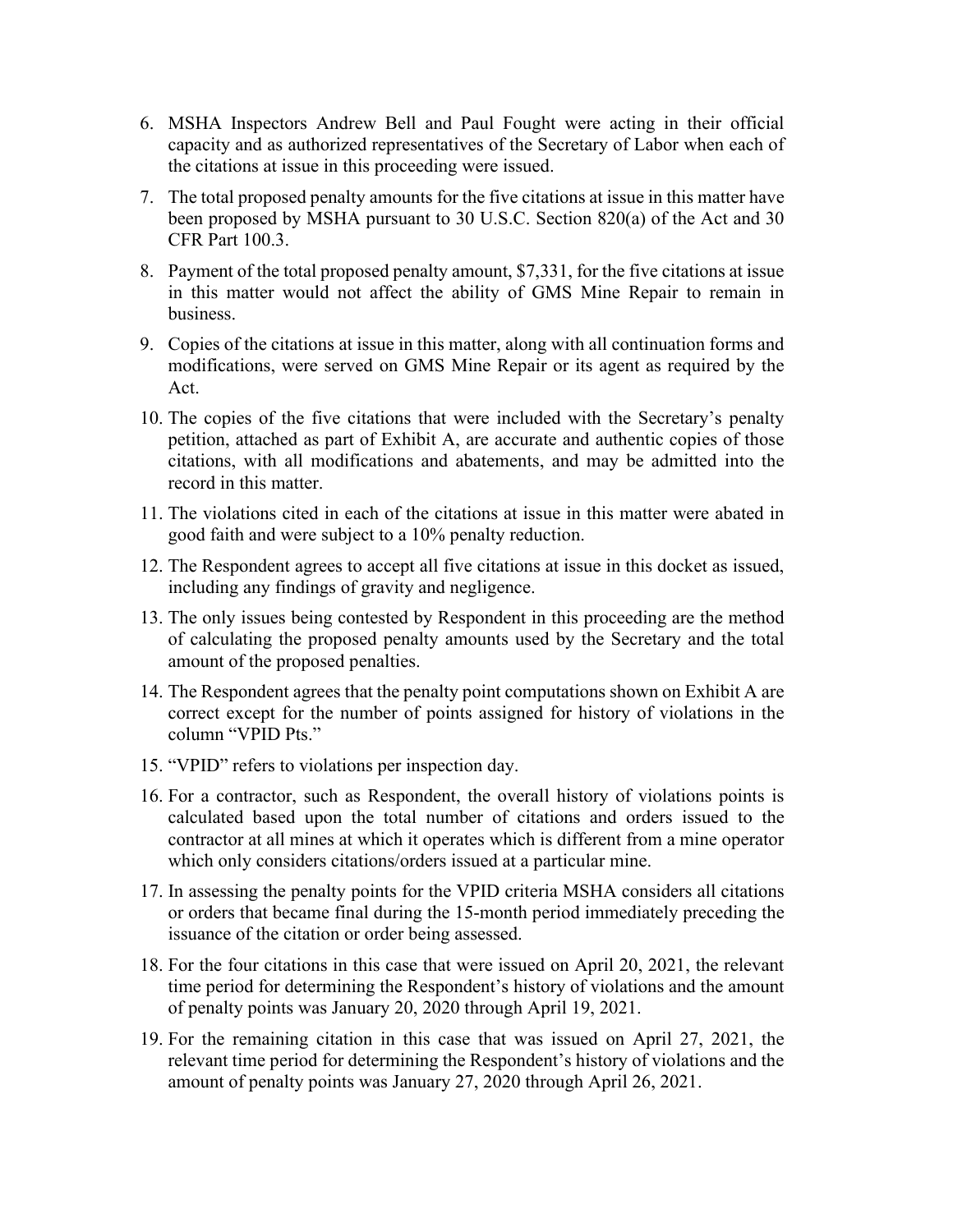6. MSHA Inspectors Andrew Bell and Paul Fought were acting in their official capacity and as authorized representatives of the Secretary of Labor when each of the citations at issue in this proceeding were issued.
7. The total proposed penalty amounts for the five citations at issue in this matter have been proposed by MSHA pursuant to 30 U.S.C. Section 820(a) of the Act and 30 CFR Part 100.3.
8. Payment of the total proposed penalty amount, $7,331, for the five citations at issue in this matter would not affect the ability of GMS Mine Repair to remain in business.
9. Copies of the citations at issue in this matter, along with all continuation forms and modifications, were served on GMS Mine Repair or its agent as required by the Act.
10. The copies of the five citations that were included with the Secretary's penalty petition, attached as part of Exhibit A, are accurate and authentic copies of those citations, with all modifications and abatements, and may be admitted into the record in this matter.
11. The violations cited in each of the citations at issue in this matter were abated in good faith and were subject to a 10% penalty reduction.
12. The Respondent agrees to accept all five citations at issue in this docket as issued, including any findings of gravity and negligence.
13. The only issues being contested by Respondent in this proceeding are the method of calculating the proposed penalty amounts used by the Secretary and the total amount of the proposed penalties.
14. The Respondent agrees that the penalty point computations shown on Exhibit A are correct except for the number of points assigned for history of violations in the column "VPID Pts."
15. "VPID" refers to violations per inspection day.
16. For a contractor, such as Respondent, the overall history of violations points is calculated based upon the total number of citations and orders issued to the contractor at all mines at which it operates which is different from a mine operator which only considers citations/orders issued at a particular mine.
17. In assessing the penalty points for the VPID criteria MSHA considers all citations or orders that became final during the 15-month period immediately preceding the issuance of the citation or order being assessed.
18. For the four citations in this case that were issued on April 20, 2021, the relevant time period for determining the Respondent's history of violations and the amount of penalty points was January 20, 2020 through April 19, 2021.
19. For the remaining citation in this case that was issued on April 27, 2021, the relevant time period for determining the Respondent's history of violations and the amount of penalty points was January 27, 2020 through April 26, 2021.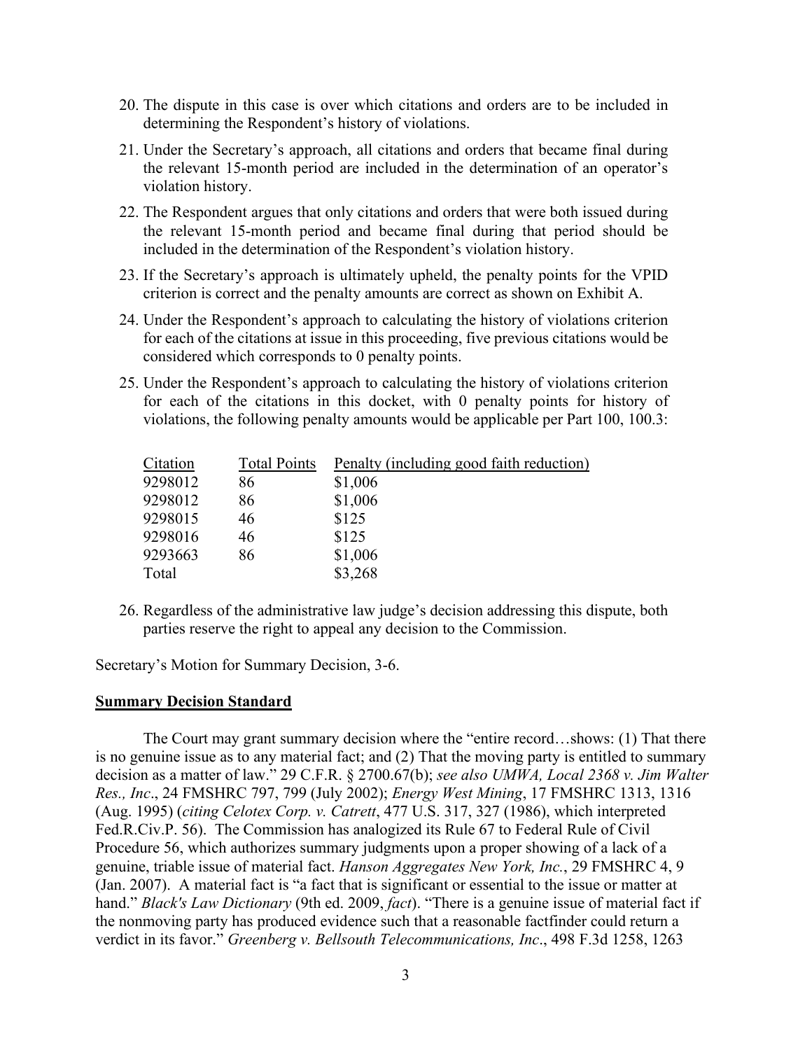20. The dispute in this case is over which citations and orders are to be included in determining the Respondent's history of violations.

21. Under the Secretary's approach, all citations and orders that became final during the relevant 15-month period are included in the determination of an operator's violation history.

22. The Respondent argues that only citations and orders that were both issued during the relevant 15-month period and became final during that period should be included in the determination of the Respondent's violation history.

23. If the Secretary's approach is ultimately upheld, the penalty points for the VPID criterion is correct and the penalty amounts are correct as shown on Exhibit A.

24. Under the Respondent's approach to calculating the history of violations criterion for each of the citations at issue in this proceeding, five previous citations would be considered which corresponds to 0 penalty points.

25. Under the Respondent's approach to calculating the history of violations criterion for each of the citations in this docket, with 0 penalty points for history of violations, the following penalty amounts would be applicable per Part 100, 100.3:

| Citation | Total Points | Penalty (including good faith reduction) |
|---|---|---|
| 9298012 | 86 | $1,006 |
| 9298012 | 86 | $1,006 |
| 9298015 | 46 | $125 |
| 9298016 | 46 | $125 |
| 9293663 | 86 | $1,006 |
| Total | | $3,268 |

26. Regardless of the administrative law judge's decision addressing this dispute, both parties reserve the right to appeal any decision to the Commission.

Secretary's Motion for Summary Decision, 3-6.

**Summary Decision Standard**

The Court may grant summary decision where the "entire record…shows: (1) That there is no genuine issue as to any material fact; and (2) That the moving party is entitled to summary decision as a matter of law." 29 C.F.R. § 2700.67(b); *see also UMWA, Local 2368 v. Jim Walter Res., Inc*., 24 FMSHRC 797, 799 (July 2002); *Energy West Mining*, 17 FMSHRC 1313, 1316 (Aug. 1995) (*citing Celotex Corp. v. Catrett*, 477 U.S. 317, 327 (1986), which interpreted Fed.R.Civ.P. 56). The Commission has analogized its Rule 67 to Federal Rule of Civil Procedure 56, which authorizes summary judgments upon a proper showing of a lack of a genuine, triable issue of material fact. *Hanson Aggregates New York, Inc.*, 29 FMSHRC 4, 9 (Jan. 2007). A material fact is "a fact that is significant or essential to the issue or matter at hand." *Black's Law Dictionary* (9th ed. 2009, *fact*). "There is a genuine issue of material fact if the nonmoving party has produced evidence such that a reasonable factfinder could return a verdict in its favor." *Greenberg v. Bellsouth Telecommunications, Inc*., 498 F.3d 1258, 1263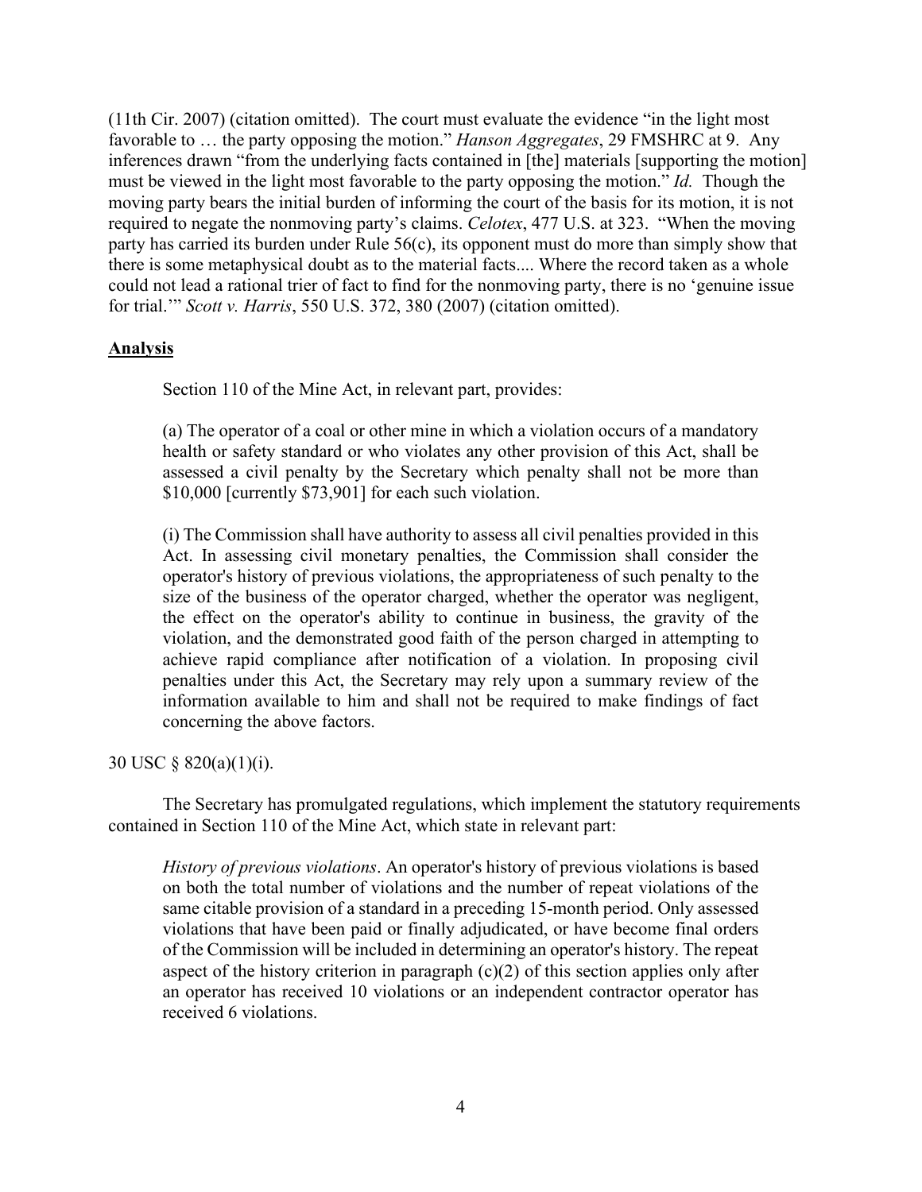(11th Cir. 2007) (citation omitted). The court must evaluate the evidence "in the light most favorable to … the party opposing the motion." *Hanson Aggregates*, 29 FMSHRC at 9. Any inferences drawn "from the underlying facts contained in [the] materials [supporting the motion] must be viewed in the light most favorable to the party opposing the motion." *Id.* Though the moving party bears the initial burden of informing the court of the basis for its motion, it is not required to negate the nonmoving party's claims. *Celotex*, 477 U.S. at 323. "When the moving party has carried its burden under Rule 56(c), its opponent must do more than simply show that there is some metaphysical doubt as to the material facts.... Where the record taken as a whole could not lead a rational trier of fact to find for the nonmoving party, there is no 'genuine issue for trial.'" *Scott v. Harris*, 550 U.S. 372, 380 (2007) (citation omitted).

**Analysis**

Section 110 of the Mine Act, in relevant part, provides:

> (a) The operator of a coal or other mine in which a violation occurs of a mandatory health or safety standard or who violates any other provision of this Act, shall be assessed a civil penalty by the Secretary which penalty shall not be more than $10,000 [currently $73,901] for each such violation.
>
> (i) The Commission shall have authority to assess all civil penalties provided in this Act. In assessing civil monetary penalties, the Commission shall consider the operator's history of previous violations, the appropriateness of such penalty to the size of the business of the operator charged, whether the operator was negligent, the effect on the operator's ability to continue in business, the gravity of the violation, and the demonstrated good faith of the person charged in attempting to achieve rapid compliance after notification of a violation. In proposing civil penalties under this Act, the Secretary may rely upon a summary review of the information available to him and shall not be required to make findings of fact concerning the above factors.

30 USC § 820(a)(1)(i).

The Secretary has promulgated regulations, which implement the statutory requirements contained in Section 110 of the Mine Act, which state in relevant part:

> *History of previous violations*. An operator's history of previous violations is based on both the total number of violations and the number of repeat violations of the same citable provision of a standard in a preceding 15-month period. Only assessed violations that have been paid or finally adjudicated, or have become final orders of the Commission will be included in determining an operator's history. The repeat aspect of the history criterion in paragraph (c)(2) of this section applies only after an operator has received 10 violations or an independent contractor operator has received 6 violations.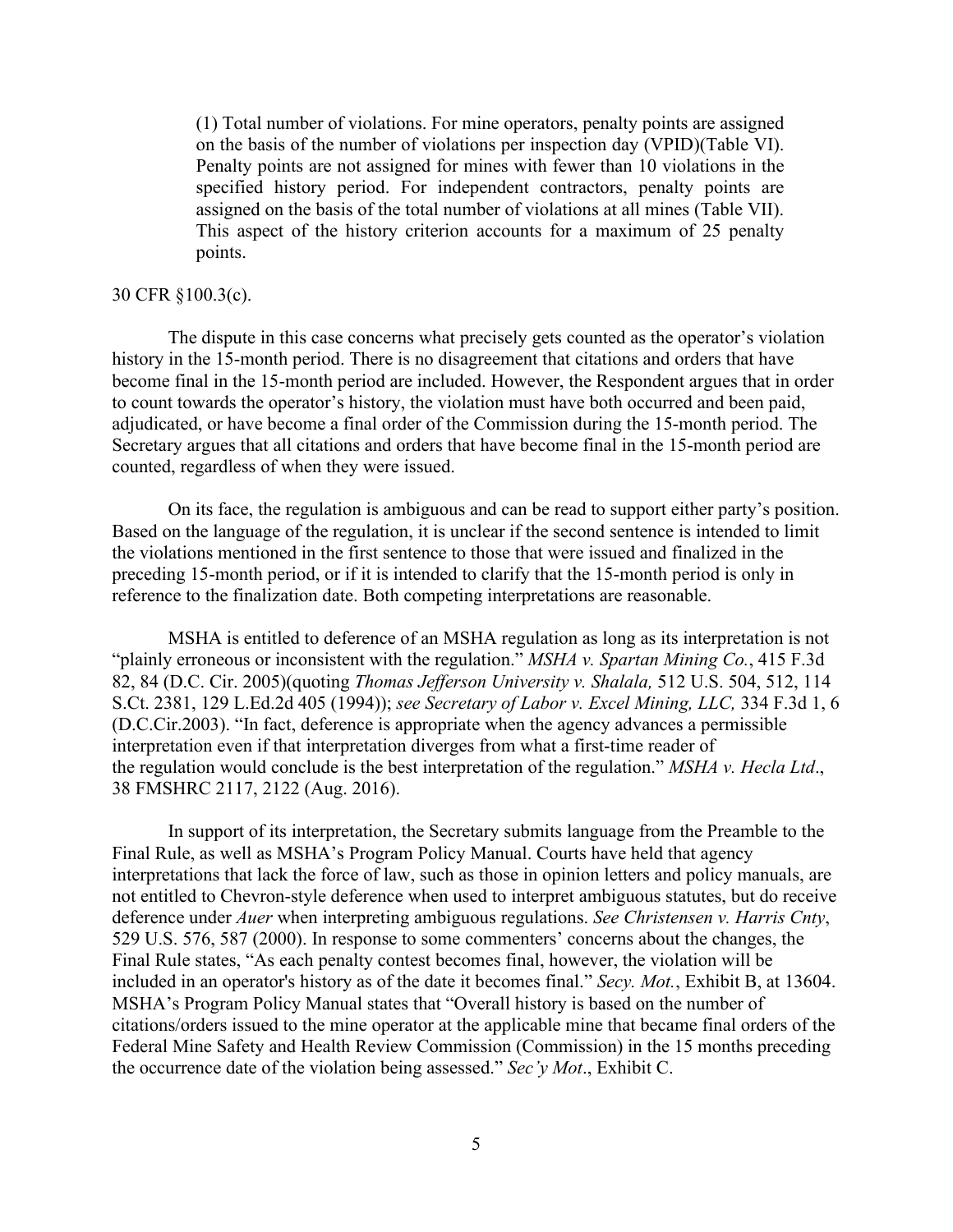> (1) Total number of violations. For mine operators, penalty points are assigned on the basis of the number of violations per inspection day (VPID)(Table VI). Penalty points are not assigned for mines with fewer than 10 violations in the specified history period. For independent contractors, penalty points are assigned on the basis of the total number of violations at all mines (Table VII). This aspect of the history criterion accounts for a maximum of 25 penalty points.

30 CFR §100.3(c).

The dispute in this case concerns what precisely gets counted as the operator's violation history in the 15-month period. There is no disagreement that citations and orders that have become final in the 15-month period are included. However, the Respondent argues that in order to count towards the operator's history, the violation must have both occurred and been paid, adjudicated, or have become a final order of the Commission during the 15-month period. The Secretary argues that all citations and orders that have become final in the 15-month period are counted, regardless of when they were issued.

On its face, the regulation is ambiguous and can be read to support either party's position. Based on the language of the regulation, it is unclear if the second sentence is intended to limit the violations mentioned in the first sentence to those that were issued and finalized in the preceding 15-month period, or if it is intended to clarify that the 15-month period is only in reference to the finalization date. Both competing interpretations are reasonable.

MSHA is entitled to deference of an MSHA regulation as long as its interpretation is not "plainly erroneous or inconsistent with the regulation." *MSHA v. Spartan Mining Co.*, 415 F.3d 82, 84 (D.C. Cir. 2005)(quoting *Thomas Jefferson University v. Shalala,* 512 U.S. 504, 512, 114 S.Ct. 2381, 129 L.Ed.2d 405 (1994)); *see Secretary of Labor v. Excel Mining, LLC,* 334 F.3d 1, 6 (D.C.Cir.2003). "In fact, deference is appropriate when the agency advances a permissible interpretation even if that interpretation diverges from what a first-time reader of the regulation would conclude is the best interpretation of the regulation." *MSHA v. Hecla Ltd*., 38 FMSHRC 2117, 2122 (Aug. 2016).

In support of its interpretation, the Secretary submits language from the Preamble to the Final Rule, as well as MSHA's Program Policy Manual. Courts have held that agency interpretations that lack the force of law, such as those in opinion letters and policy manuals, are not entitled to Chevron-style deference when used to interpret ambiguous statutes, but do receive deference under *Auer* when interpreting ambiguous regulations. *See Christensen v. Harris Cnty*, 529 U.S. 576, 587 (2000). In response to some commenters' concerns about the changes, the Final Rule states, "As each penalty contest becomes final, however, the violation will be included in an operator's history as of the date it becomes final." *Secy. Mot.*, Exhibit B, at 13604. MSHA's Program Policy Manual states that "Overall history is based on the number of citations/orders issued to the mine operator at the applicable mine that became final orders of the Federal Mine Safety and Health Review Commission (Commission) in the 15 months preceding the occurrence date of the violation being assessed." *Sec'y Mot*., Exhibit C.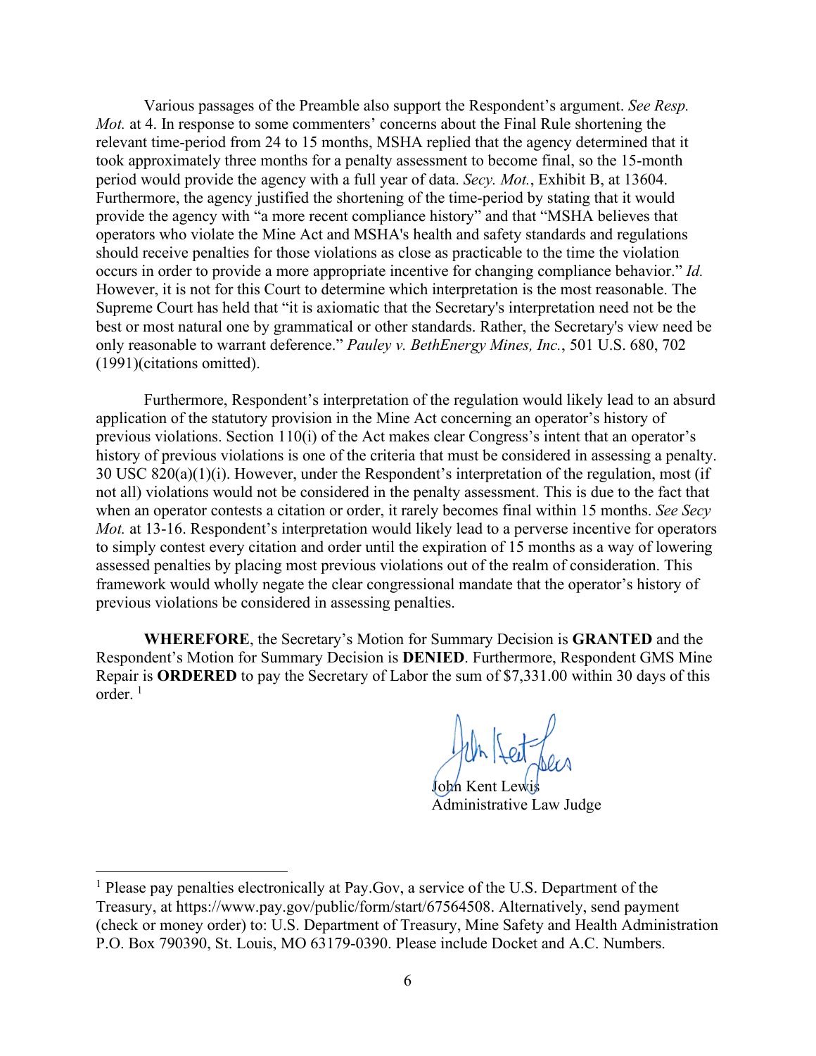Various passages of the Preamble also support the Respondent's argument. *See Resp. Mot.* at 4. In response to some commenters' concerns about the Final Rule shortening the relevant time-period from 24 to 15 months, MSHA replied that the agency determined that it took approximately three months for a penalty assessment to become final, so the 15-month period would provide the agency with a full year of data. *Secy. Mot.*, Exhibit B, at 13604. Furthermore, the agency justified the shortening of the time-period by stating that it would provide the agency with "a more recent compliance history" and that "MSHA believes that operators who violate the Mine Act and MSHA's health and safety standards and regulations should receive penalties for those violations as close as practicable to the time the violation occurs in order to provide a more appropriate incentive for changing compliance behavior." *Id.* However, it is not for this Court to determine which interpretation is the most reasonable. The Supreme Court has held that "it is axiomatic that the Secretary's interpretation need not be the best or most natural one by grammatical or other standards. Rather, the Secretary's view need be only reasonable to warrant deference." *Pauley v. BethEnergy Mines, Inc.*, 501 U.S. 680, 702 (1991)(citations omitted).

Furthermore, Respondent's interpretation of the regulation would likely lead to an absurd application of the statutory provision in the Mine Act concerning an operator's history of previous violations. Section 110(i) of the Act makes clear Congress's intent that an operator's history of previous violations is one of the criteria that must be considered in assessing a penalty. 30 USC 820(a)(1)(i). However, under the Respondent's interpretation of the regulation, most (if not all) violations would not be considered in the penalty assessment. This is due to the fact that when an operator contests a citation or order, it rarely becomes final within 15 months. *See Secy Mot.* at 13-16. Respondent's interpretation would likely lead to a perverse incentive for operators to simply contest every citation and order until the expiration of 15 months as a way of lowering assessed penalties by placing most previous violations out of the realm of consideration. This framework would wholly negate the clear congressional mandate that the operator's history of previous violations be considered in assessing penalties.

**WHEREFORE**, the Secretary's Motion for Summary Decision is **GRANTED** and the Respondent's Motion for Summary Decision is **DENIED**. Furthermore, Respondent GMS Mine Repair is **ORDERED** to pay the Secretary of Labor the sum of $7,331.00 within 30 days of this order. [1]

John Kent Lewis
Administrative Law Judge

---

[1] Please pay penalties electronically at Pay.Gov, a service of the U.S. Department of the Treasury, at https://www.pay.gov/public/form/start/67564508. Alternatively, send payment (check or money order) to: U.S. Department of Treasury, Mine Safety and Health Administration P.O. Box 790390, St. Louis, MO 63179-0390. Please include Docket and A.C. Numbers.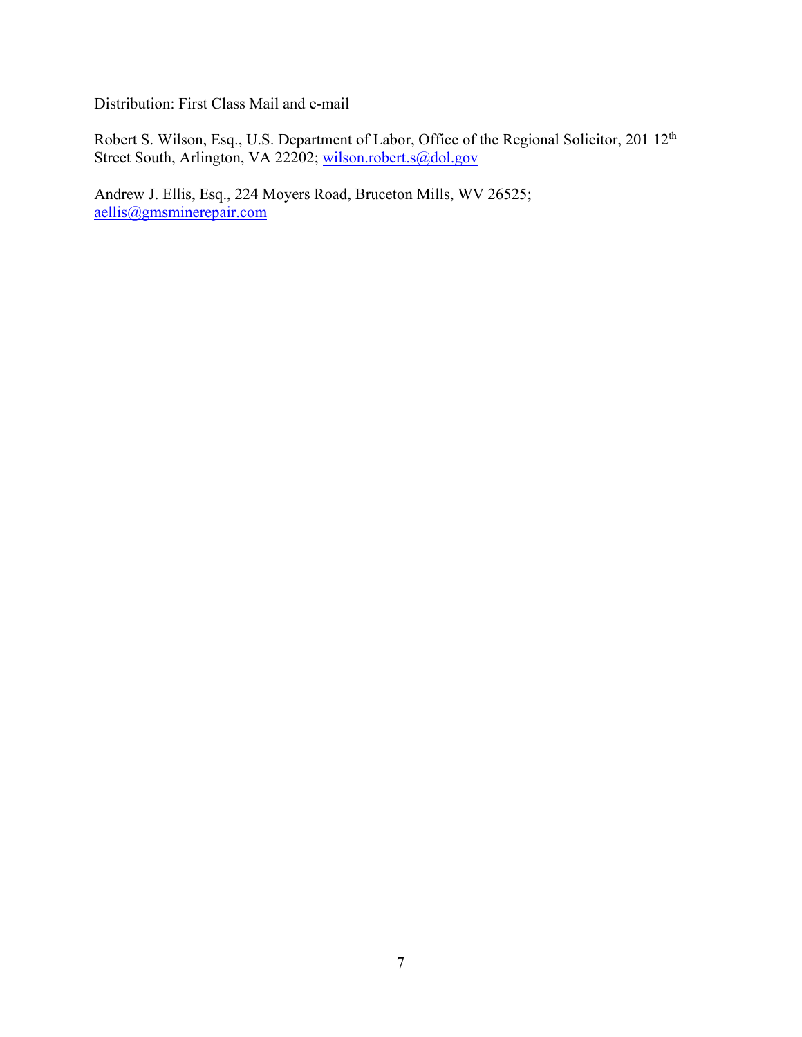Distribution: First Class Mail and e-mail

Robert S. Wilson, Esq., U.S. Department of Labor, Office of the Regional Solicitor, 201 12th Street South, Arlington, VA 22202; wilson.robert.s@dol.gov

Andrew J. Ellis, Esq., 224 Moyers Road, Bruceton Mills, WV 26525; aellis@gmsminerepair.com